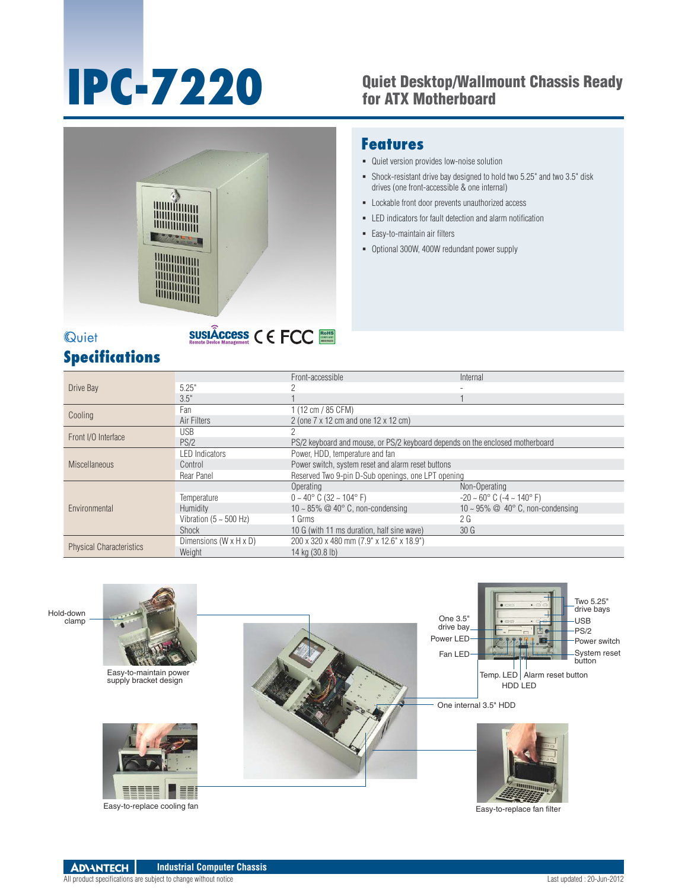// Full transcription of page 1 of 2.
# IPC-7220

## Quiet Desktop/Wallmount Chassis Ready for ATX Motherboard

## Features

- Quiet version provides low-noise solution
- Shock-resistant drive bay designed to hold two 5.25" and two 3.5" disk drives (one front-accessible & one internal)
- Lockable front door prevents unauthorized access
- LED indicators for fault detection and alarm notification
- Easy-to-maintain air filters
- Optional 300W, 400W redundant power supply

## Specifications

| | | | |
|---|---|---|---|
| Drive Bay | | Front-accessible | Internal |
| | 5.25" | 2 | - |
| | 3.5" | 1 | 1 |
| Cooling | Fan | 1 (12 cm / 85 CFM) | |
| | Air Filters | 2 (one 7 x 12 cm and one 12 x 12 cm) | |
| Front I/O Interface | USB | 2 | |
| | PS/2 | PS/2 keyboard and mouse, or PS/2 keyboard depends on the enclosed motherboard | |
| Miscellaneous | LED Indicators | Power, HDD, temperature and fan | |
| | Control | Power switch, system reset and alarm reset buttons | |
| | Rear Panel | Reserved Two 9-pin D-Sub openings, one LPT opening | |
| Environmental | | Operating | Non-Operating |
| | Temperature | 0 ~ 40° C (32 ~ 104° F) | -20 ~ 60° C (-4 ~ 140° F) |
| | Humidity | 10 ~ 85% @ 40° C, non-condensing | 10 ~ 95% @ 40° C, non-condensing |
| | Vibration (5 ~ 500 Hz) | 1 Grms | 2 G |
| | Shock | 10 G (with 11 ms duration, half sine wave) | 30 G |
| Physical Characteristics | Dimensions (W x H x D) | 200 x 320 x 480 mm (7.9" x 12.6" x 18.9") | |
| | Weight | 14 kg (30.8 lb) | |

Hold-down clamp

Easy-to-maintain power supply bracket design

Easy-to-replace cooling fan

One 3.5" drive bay

Power LED

Fan LED

Two 5.25" drive bays

USB

PS/2

Power switch

System reset button

Temp. LED

Alarm reset button

HDD LED

One internal 3.5" HDD

Easy-to-replace fan filter

Industrial Computer Chassis

All product specifications are subject to change without notice

Last updated : 20-Jun-2012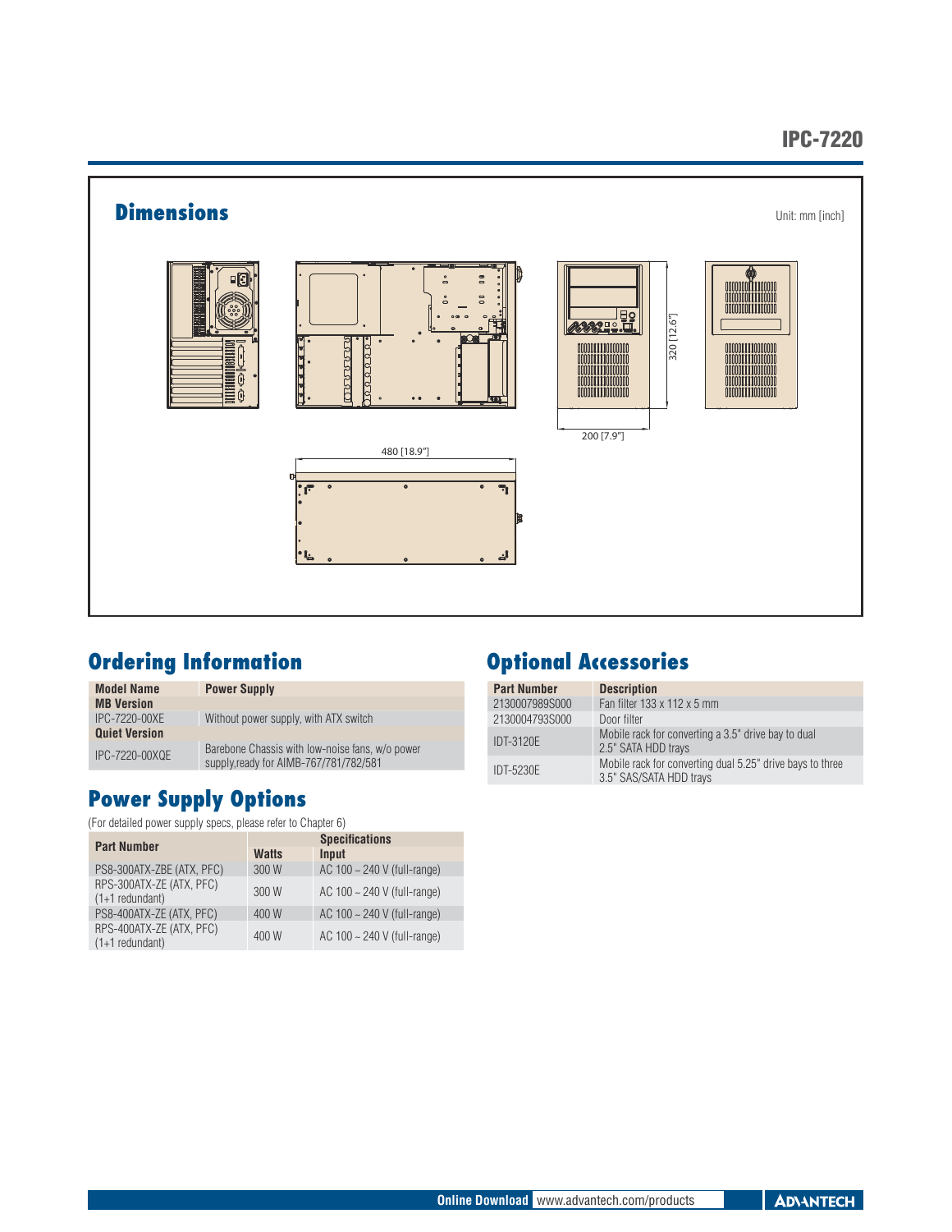## Dimensions

Unit: mm [inch]

320 [12.6"]

200 [7.9"]

480 [18.9"]

## Ordering Information

| Model Name | Power Supply |
|---|---|
| **MB Version** | |
| IPC-7220-00XE | Without power supply, with ATX switch |
| **Quiet Version** | |
| IPC-7220-00XQE | Barebone Chassis with low-noise fans, w/o power supply,ready for AIMB-767/781/782/581 |

## Power Supply Options

(For detailed power supply specs, please refer to Chapter 6)

| Part Number | Specifications | |
|---|---|---|
| | Watts | Input |
| PS8-300ATX-ZBE (ATX, PFC) | 300 W | AC 100 ~ 240 V (full-range) |
| RPS-300ATX-ZE (ATX, PFC) (1+1 redundant) | 300 W | AC 100 ~ 240 V (full-range) |
| PS8-400ATX-ZE (ATX, PFC) | 400 W | AC 100 ~ 240 V (full-range) |
| RPS-400ATX-ZE (ATX, PFC) (1+1 redundant) | 400 W | AC 100 ~ 240 V (full-range) |

## Optional Accessories

| Part Number | Description |
|---|---|
| 2130007989S000 | Fan filter 133 x 112 x 5 mm |
| 2130004793S000 | Door filter |
| IDT-3120E | Mobile rack for converting a 3.5" drive bay to dual 2.5" SATA HDD trays |
| IDT-5230E | Mobile rack for converting dual 5.25" drive bays to three 3.5" SAS/SATA HDD trays |